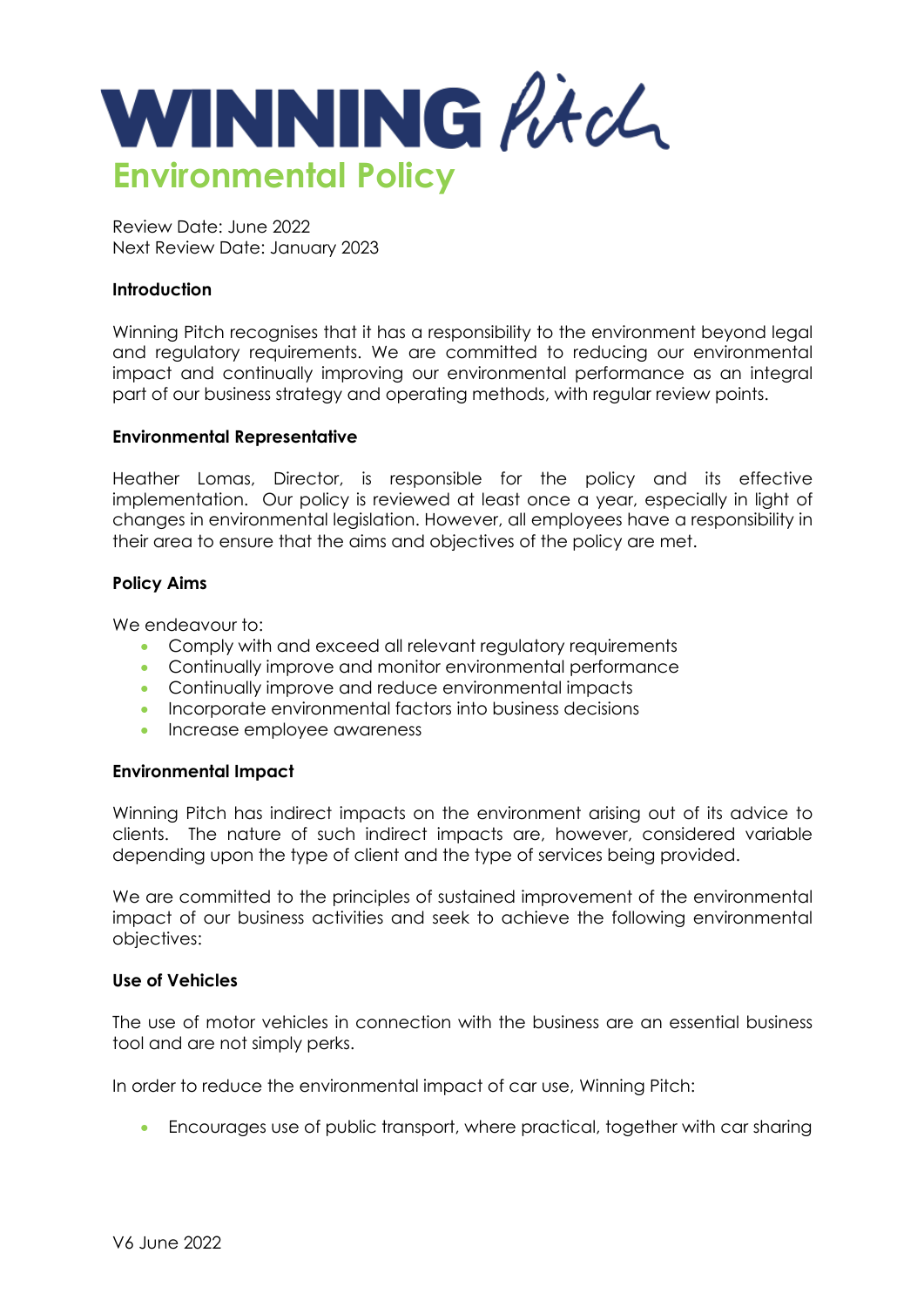# WINNING Pitch

## Environmental Policy

Review Date: June 2022
Next Review Date: January 2023

**Introduction**

Winning Pitch recognises that it has a responsibility to the environment beyond legal and regulatory requirements. We are committed to reducing our environmental impact and continually improving our environmental performance as an integral part of our business strategy and operating methods, with regular review points.

**Environmental Representative**

Heather Lomas, Director, is responsible for the policy and its effective implementation. Our policy is reviewed at least once a year, especially in light of changes in environmental legislation. However, all employees have a responsibility in their area to ensure that the aims and objectives of the policy are met.

**Policy Aims**

We endeavour to:

- Comply with and exceed all relevant regulatory requirements
- Continually improve and monitor environmental performance
- Continually improve and reduce environmental impacts
- Incorporate environmental factors into business decisions
- Increase employee awareness

**Environmental Impact**

Winning Pitch has indirect impacts on the environment arising out of its advice to clients. The nature of such indirect impacts are, however, considered variable depending upon the type of client and the type of services being provided.

We are committed to the principles of sustained improvement of the environmental impact of our business activities and seek to achieve the following environmental objectives:

**Use of Vehicles**

The use of motor vehicles in connection with the business are an essential business tool and are not simply perks.

In order to reduce the environmental impact of car use, Winning Pitch:

- Encourages use of public transport, where practical, together with car sharing

V6 June 2022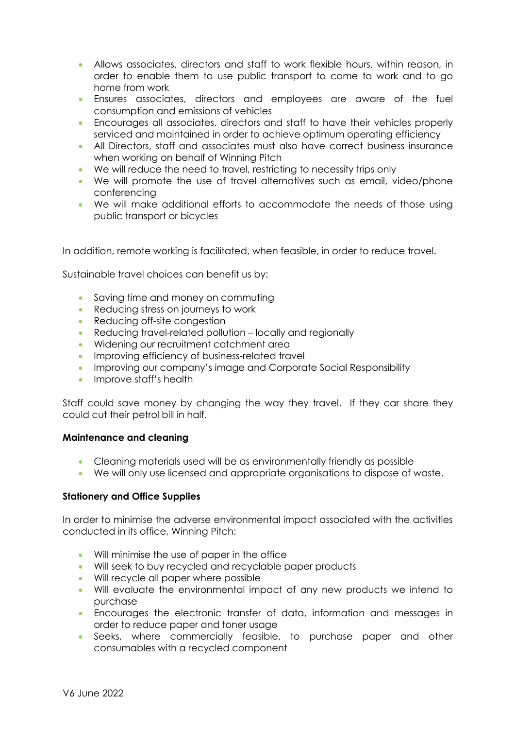- Allows associates, directors and staff to work flexible hours, within reason, in order to enable them to use public transport to come to work and to go home from work
- Ensures associates, directors and employees are aware of the fuel consumption and emissions of vehicles
- Encourages all associates, directors and staff to have their vehicles properly serviced and maintained in order to achieve optimum operating efficiency
- All Directors, staff and associates must also have correct business insurance when working on behalf of Winning Pitch
- We will reduce the need to travel, restricting to necessity trips only
- We will promote the use of travel alternatives such as email, video/phone conferencing
- We will make additional efforts to accommodate the needs of those using public transport or bicycles

In addition, remote working is facilitated, when feasible, in order to reduce travel.

Sustainable travel choices can benefit us by:

- Saving time and money on commuting
- Reducing stress on journeys to work
- Reducing off-site congestion
- Reducing travel-related pollution – locally and regionally
- Widening our recruitment catchment area
- Improving efficiency of business-related travel
- Improving our company's image and Corporate Social Responsibility
- Improve staff's health

Staff could save money by changing the way they travel. If they car share they could cut their petrol bill in half.

**Maintenance and cleaning**

- Cleaning materials used will be as environmentally friendly as possible
- We will only use licensed and appropriate organisations to dispose of waste.

**Stationery and Office Supplies**

In order to minimise the adverse environmental impact associated with the activities conducted in its office, Winning Pitch:

- Will minimise the use of paper in the office
- Will seek to buy recycled and recyclable paper products
- Will recycle all paper where possible
- Will evaluate the environmental impact of any new products we intend to purchase
- Encourages the electronic transfer of data, information and messages in order to reduce paper and toner usage
- Seeks, where commercially feasible, to purchase paper and other consumables with a recycled component

V6 June 2022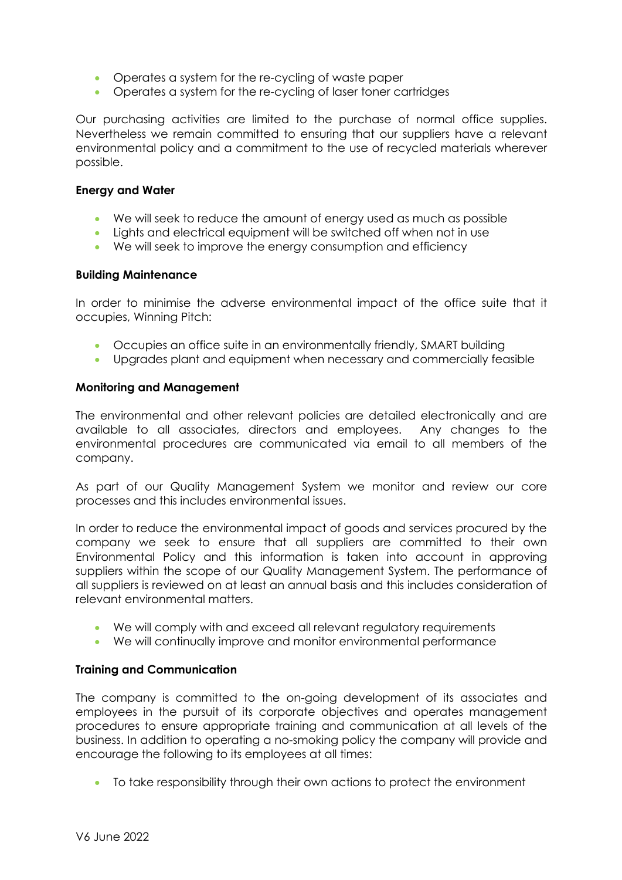- Operates a system for the re-cycling of waste paper
- Operates a system for the re-cycling of laser toner cartridges

Our purchasing activities are limited to the purchase of normal office supplies. Nevertheless we remain committed to ensuring that our suppliers have a relevant environmental policy and a commitment to the use of recycled materials wherever possible.

**Energy and Water**

- We will seek to reduce the amount of energy used as much as possible
- Lights and electrical equipment will be switched off when not in use
- We will seek to improve the energy consumption and efficiency

**Building Maintenance**

In order to minimise the adverse environmental impact of the office suite that it occupies, Winning Pitch:

- Occupies an office suite in an environmentally friendly, SMART building
- Upgrades plant and equipment when necessary and commercially feasible

**Monitoring and Management**

The environmental and other relevant policies are detailed electronically and are available to all associates, directors and employees. Any changes to the environmental procedures are communicated via email to all members of the company.

As part of our Quality Management System we monitor and review our core processes and this includes environmental issues.

In order to reduce the environmental impact of goods and services procured by the company we seek to ensure that all suppliers are committed to their own Environmental Policy and this information is taken into account in approving suppliers within the scope of our Quality Management System. The performance of all suppliers is reviewed on at least an annual basis and this includes consideration of relevant environmental matters.

- We will comply with and exceed all relevant regulatory requirements
- We will continually improve and monitor environmental performance

**Training and Communication**

The company is committed to the on-going development of its associates and employees in the pursuit of its corporate objectives and operates management procedures to ensure appropriate training and communication at all levels of the business. In addition to operating a no-smoking policy the company will provide and encourage the following to its employees at all times:

- To take responsibility through their own actions to protect the environment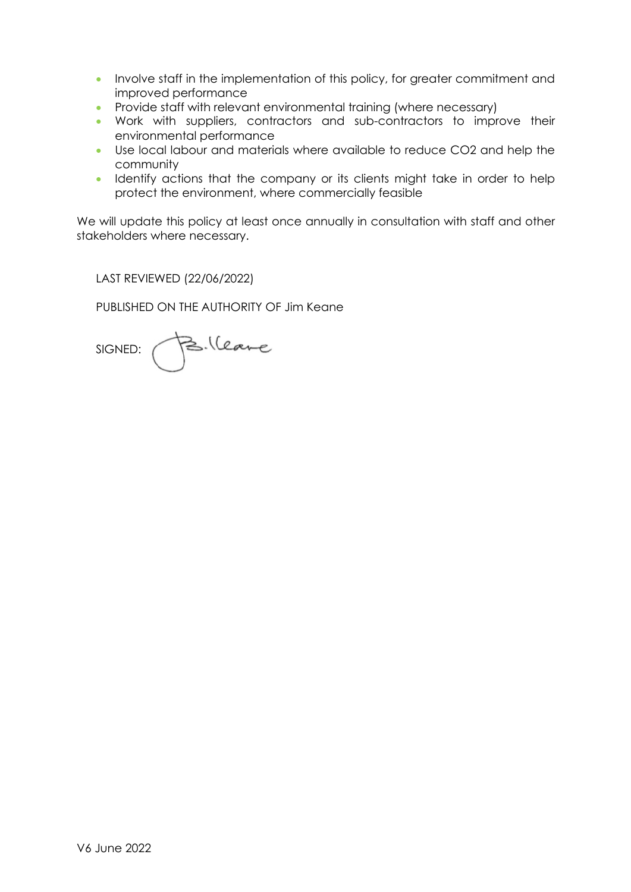- Involve staff in the implementation of this policy, for greater commitment and improved performance
- Provide staff with relevant environmental training (where necessary)
- Work with suppliers, contractors and sub-contractors to improve their environmental performance
- Use local labour and materials where available to reduce $CO_2$ and help the community
- Identify actions that the company or its clients might take in order to help protect the environment, where commercially feasible

We will update this policy at least once annually in consultation with staff and other stakeholders where necessary.

LAST REVIEWED (22/06/2022)

PUBLISHED ON THE AUTHORITY OF Jim Keane

SIGNED: B. Keane

V6 June 2022